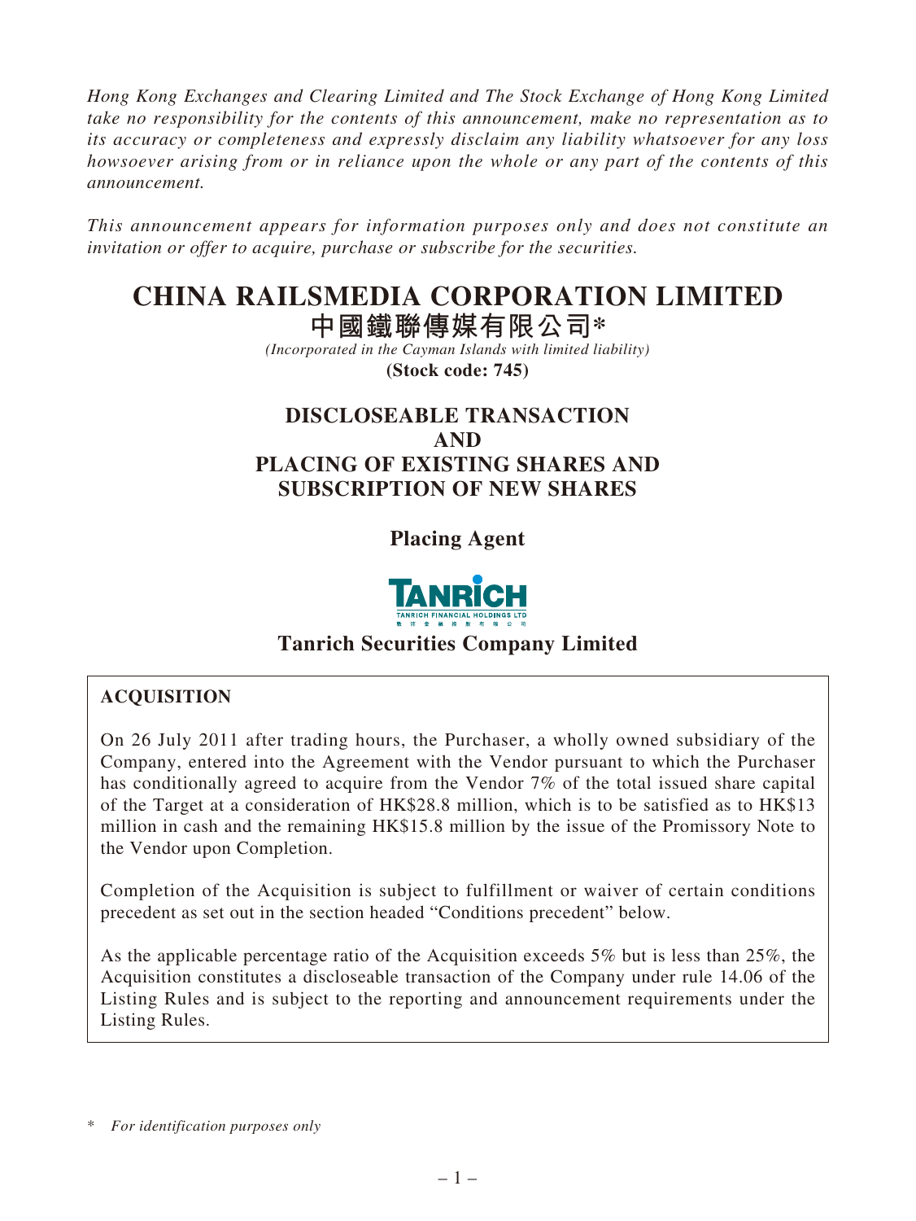*Hong Kong Exchanges and Clearing Limited and The Stock Exchange of Hong Kong Limited take no responsibility for the contents of this announcement, make no representation as to its accuracy or completeness and expressly disclaim any liability whatsoever for any loss howsoever arising from or in reliance upon the whole or any part of the contents of this announcement.*

*This announcement appears for information purposes only and does not constitute an invitation or offer to acquire, purchase or subscribe for the securities.*

# CHINA RAILSMEDIA CORPORATION LIMITED

# 中國鐵聯傳媒有限公司*

*(Incorporated in the Cayman Islands with limited liability)*

**(Stock code: 745)**

## DISCLOSEABLE TRANSACTION AND PLACING OF EXISTING SHARES AND SUBSCRIPTION OF NEW SHARES

**Placing Agent**

TANRICH
TANRICH FINANCIAL HOLDINGS LTD

**Tanrich Securities Company Limited**

### ACQUISITION

On 26 July 2011 after trading hours, the Purchaser, a wholly owned subsidiary of the Company, entered into the Agreement with the Vendor pursuant to which the Purchaser has conditionally agreed to acquire from the Vendor 7% of the total issued share capital of the Target at a consideration of HK$28.8 million, which is to be satisfied as to HK$13 million in cash and the remaining HK$15.8 million by the issue of the Promissory Note to the Vendor upon Completion.

Completion of the Acquisition is subject to fulfillment or waiver of certain conditions precedent as set out in the section headed "Conditions precedent" below.

As the applicable percentage ratio of the Acquisition exceeds 5% but is less than 25%, the Acquisition constitutes a discloseable transaction of the Company under rule 14.06 of the Listing Rules and is subject to the reporting and announcement requirements under the Listing Rules.

\* *For identification purposes only*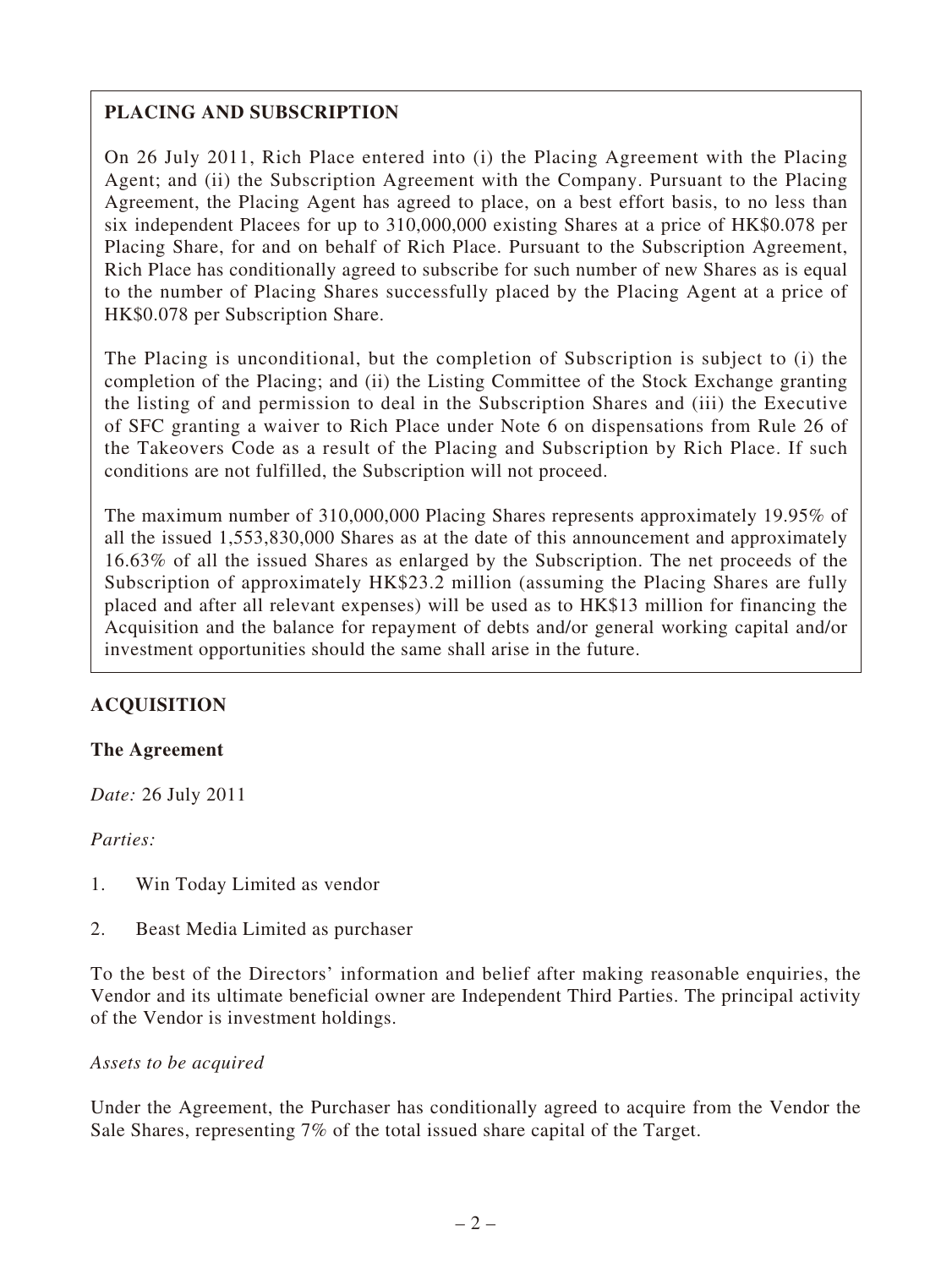## PLACING AND SUBSCRIPTION

On 26 July 2011, Rich Place entered into (i) the Placing Agreement with the Placing Agent; and (ii) the Subscription Agreement with the Company. Pursuant to the Placing Agreement, the Placing Agent has agreed to place, on a best effort basis, to no less than six independent Placees for up to 310,000,000 existing Shares at a price of HK$0.078 per Placing Share, for and on behalf of Rich Place. Pursuant to the Subscription Agreement, Rich Place has conditionally agreed to subscribe for such number of new Shares as is equal to the number of Placing Shares successfully placed by the Placing Agent at a price of HK$0.078 per Subscription Share.

The Placing is unconditional, but the completion of Subscription is subject to (i) the completion of the Placing; and (ii) the Listing Committee of the Stock Exchange granting the listing of and permission to deal in the Subscription Shares and (iii) the Executive of SFC granting a waiver to Rich Place under Note 6 on dispensations from Rule 26 of the Takeovers Code as a result of the Placing and Subscription by Rich Place. If such conditions are not fulfilled, the Subscription will not proceed.

The maximum number of 310,000,000 Placing Shares represents approximately 19.95% of all the issued 1,553,830,000 Shares as at the date of this announcement and approximately 16.63% of all the issued Shares as enlarged by the Subscription. The net proceeds of the Subscription of approximately HK$23.2 million (assuming the Placing Shares are fully placed and after all relevant expenses) will be used as to HK$13 million for financing the Acquisition and the balance for repayment of debts and/or general working capital and/or investment opportunities should the same shall arise in the future.

## ACQUISITION

### The Agreement

*Date:* 26 July 2011

*Parties:*

1. Win Today Limited as vendor
2. Beast Media Limited as purchaser

To the best of the Directors' information and belief after making reasonable enquiries, the Vendor and its ultimate beneficial owner are Independent Third Parties. The principal activity of the Vendor is investment holdings.

*Assets to be acquired*

Under the Agreement, the Purchaser has conditionally agreed to acquire from the Vendor the Sale Shares, representing 7% of the total issued share capital of the Target.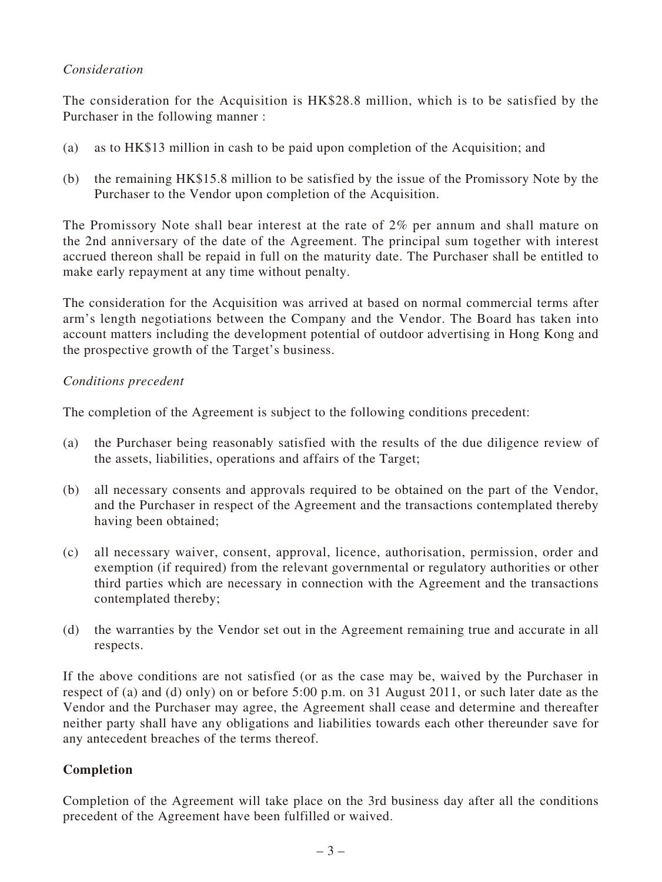*Consideration*

The consideration for the Acquisition is HK$28.8 million, which is to be satisfied by the Purchaser in the following manner :

(a) as to HK$13 million in cash to be paid upon completion of the Acquisition; and

(b) the remaining HK$15.8 million to be satisfied by the issue of the Promissory Note by the Purchaser to the Vendor upon completion of the Acquisition.

The Promissory Note shall bear interest at the rate of 2% per annum and shall mature on the 2nd anniversary of the date of the Agreement. The principal sum together with interest accrued thereon shall be repaid in full on the maturity date. The Purchaser shall be entitled to make early repayment at any time without penalty.

The consideration for the Acquisition was arrived at based on normal commercial terms after arm's length negotiations between the Company and the Vendor. The Board has taken into account matters including the development potential of outdoor advertising in Hong Kong and the prospective growth of the Target's business.

*Conditions precedent*

The completion of the Agreement is subject to the following conditions precedent:

(a) the Purchaser being reasonably satisfied with the results of the due diligence review of the assets, liabilities, operations and affairs of the Target;

(b) all necessary consents and approvals required to be obtained on the part of the Vendor, and the Purchaser in respect of the Agreement and the transactions contemplated thereby having been obtained;

(c) all necessary waiver, consent, approval, licence, authorisation, permission, order and exemption (if required) from the relevant governmental or regulatory authorities or other third parties which are necessary in connection with the Agreement and the transactions contemplated thereby;

(d) the warranties by the Vendor set out in the Agreement remaining true and accurate in all respects.

If the above conditions are not satisfied (or as the case may be, waived by the Purchaser in respect of (a) and (d) only) on or before 5:00 p.m. on 31 August 2011, or such later date as the Vendor and the Purchaser may agree, the Agreement shall cease and determine and thereafter neither party shall have any obligations and liabilities towards each other thereunder save for any antecedent breaches of the terms thereof.

**Completion**

Completion of the Agreement will take place on the 3rd business day after all the conditions precedent of the Agreement have been fulfilled or waived.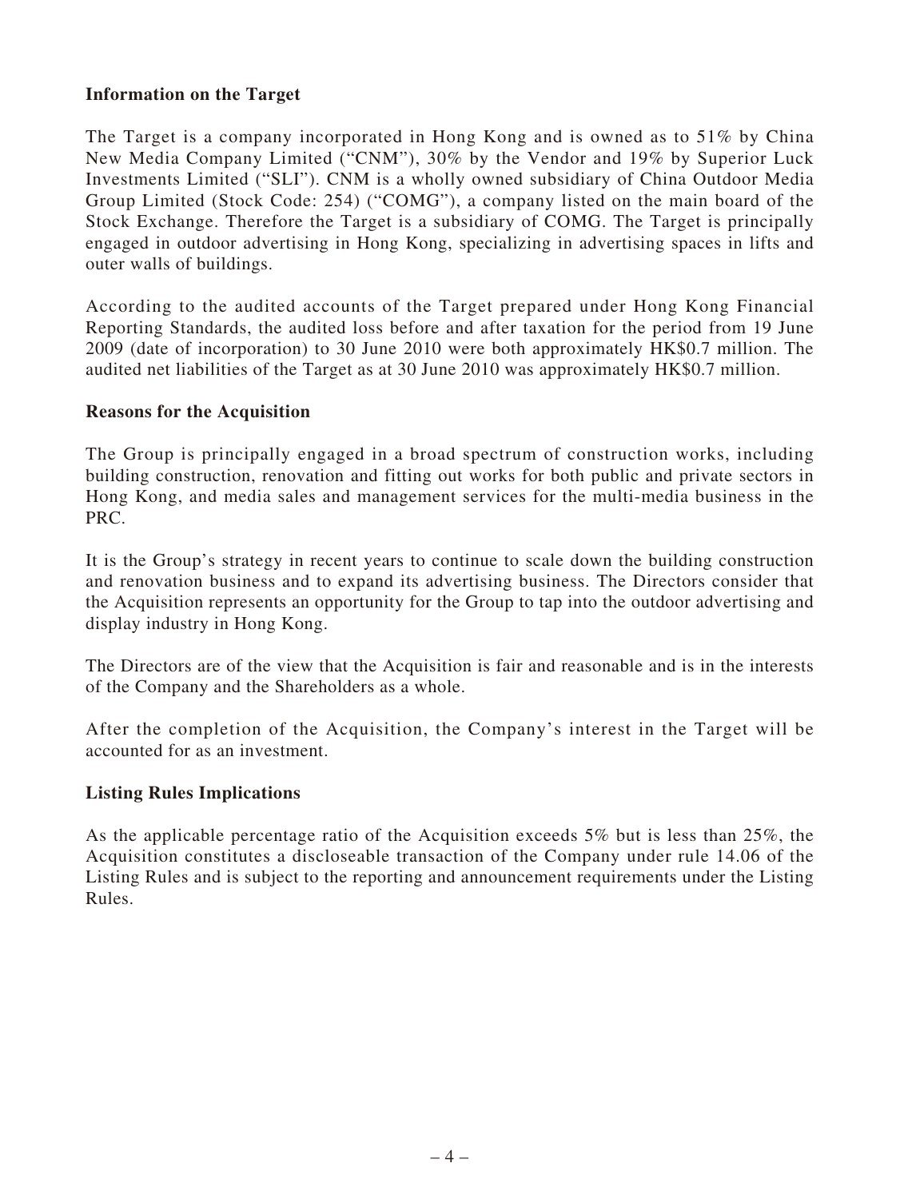**Information on the Target**

The Target is a company incorporated in Hong Kong and is owned as to 51% by China New Media Company Limited ("CNM"), 30% by the Vendor and 19% by Superior Luck Investments Limited ("SLI"). CNM is a wholly owned subsidiary of China Outdoor Media Group Limited (Stock Code: 254) ("COMG"), a company listed on the main board of the Stock Exchange. Therefore the Target is a subsidiary of COMG. The Target is principally engaged in outdoor advertising in Hong Kong, specializing in advertising spaces in lifts and outer walls of buildings.

According to the audited accounts of the Target prepared under Hong Kong Financial Reporting Standards, the audited loss before and after taxation for the period from 19 June 2009 (date of incorporation) to 30 June 2010 were both approximately HK$0.7 million. The audited net liabilities of the Target as at 30 June 2010 was approximately HK$0.7 million.

**Reasons for the Acquisition**

The Group is principally engaged in a broad spectrum of construction works, including building construction, renovation and fitting out works for both public and private sectors in Hong Kong, and media sales and management services for the multi-media business in the PRC.

It is the Group's strategy in recent years to continue to scale down the building construction and renovation business and to expand its advertising business. The Directors consider that the Acquisition represents an opportunity for the Group to tap into the outdoor advertising and display industry in Hong Kong.

The Directors are of the view that the Acquisition is fair and reasonable and is in the interests of the Company and the Shareholders as a whole.

After the completion of the Acquisition, the Company's interest in the Target will be accounted for as an investment.

**Listing Rules Implications**

As the applicable percentage ratio of the Acquisition exceeds 5% but is less than 25%, the Acquisition constitutes a discloseable transaction of the Company under rule 14.06 of the Listing Rules and is subject to the reporting and announcement requirements under the Listing Rules.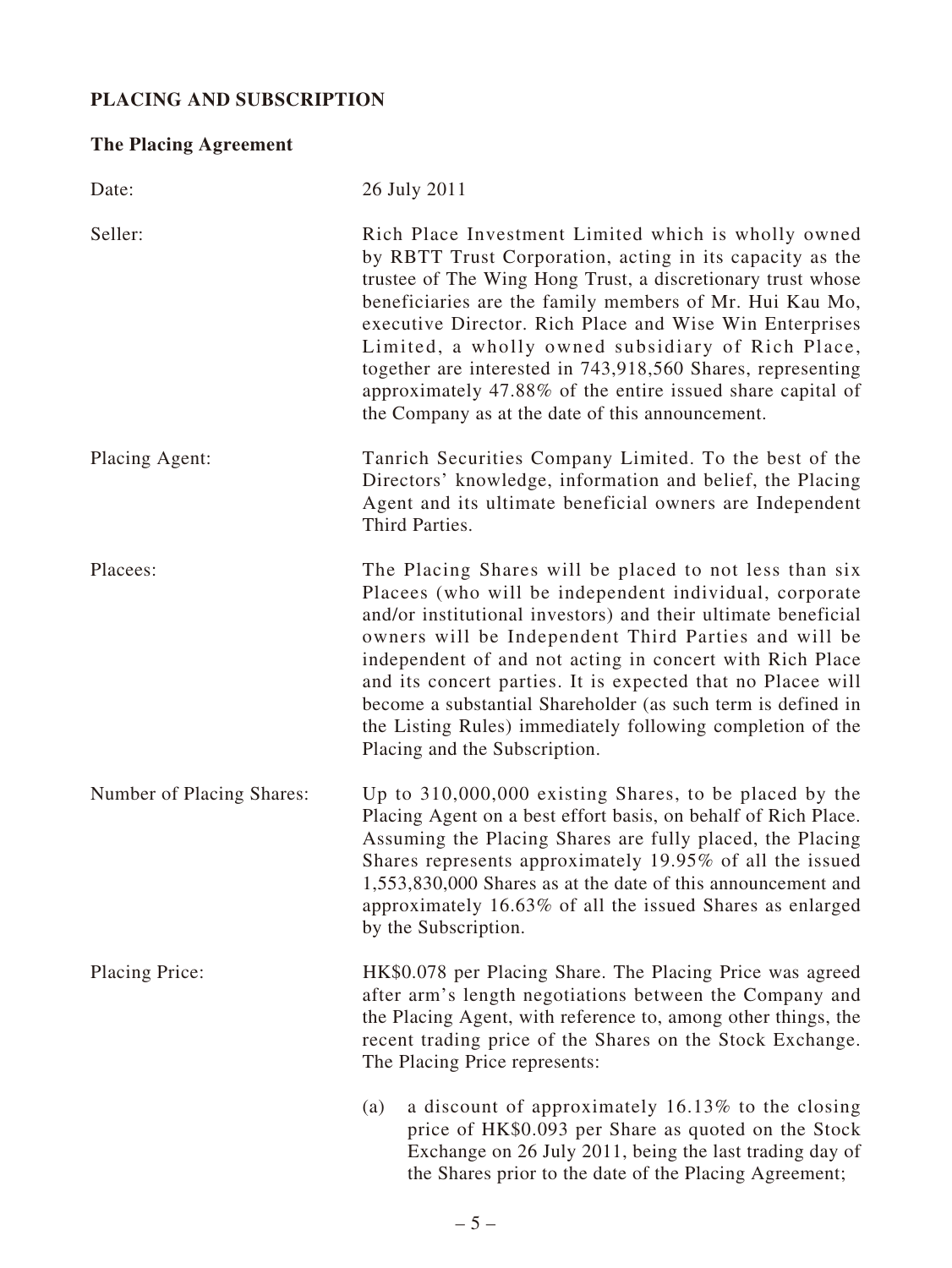## PLACING AND SUBSCRIPTION

### The Placing Agreement

| | |
|---|---|
| Date: | 26 July 2011 |
| Seller: | Rich Place Investment Limited which is wholly owned by RBTT Trust Corporation, acting in its capacity as the trustee of The Wing Hong Trust, a discretionary trust whose beneficiaries are the family members of Mr. Hui Kau Mo, executive Director. Rich Place and Wise Win Enterprises Limited, a wholly owned subsidiary of Rich Place, together are interested in 743,918,560 Shares, representing approximately 47.88% of the entire issued share capital of the Company as at the date of this announcement. |
| Placing Agent: | Tanrich Securities Company Limited. To the best of the Directors' knowledge, information and belief, the Placing Agent and its ultimate beneficial owners are Independent Third Parties. |
| Placees: | The Placing Shares will be placed to not less than six Placees (who will be independent individual, corporate and/or institutional investors) and their ultimate beneficial owners will be Independent Third Parties and will be independent of and not acting in concert with Rich Place and its concert parties. It is expected that no Placee will become a substantial Shareholder (as such term is defined in the Listing Rules) immediately following completion of the Placing and the Subscription. |
| Number of Placing Shares: | Up to 310,000,000 existing Shares, to be placed by the Placing Agent on a best effort basis, on behalf of Rich Place. Assuming the Placing Shares are fully placed, the Placing Shares represents approximately 19.95% of all the issued 1,553,830,000 Shares as at the date of this announcement and approximately 16.63% of all the issued Shares as enlarged by the Subscription. |
| Placing Price: | HK$0.078 per Placing Share. The Placing Price was agreed after arm's length negotiations between the Company and the Placing Agent, with reference to, among other things, the recent trading price of the Shares on the Stock Exchange. The Placing Price represents: |

(a) a discount of approximately 16.13% to the closing price of HK$0.093 per Share as quoted on the Stock Exchange on 26 July 2011, being the last trading day of the Shares prior to the date of the Placing Agreement;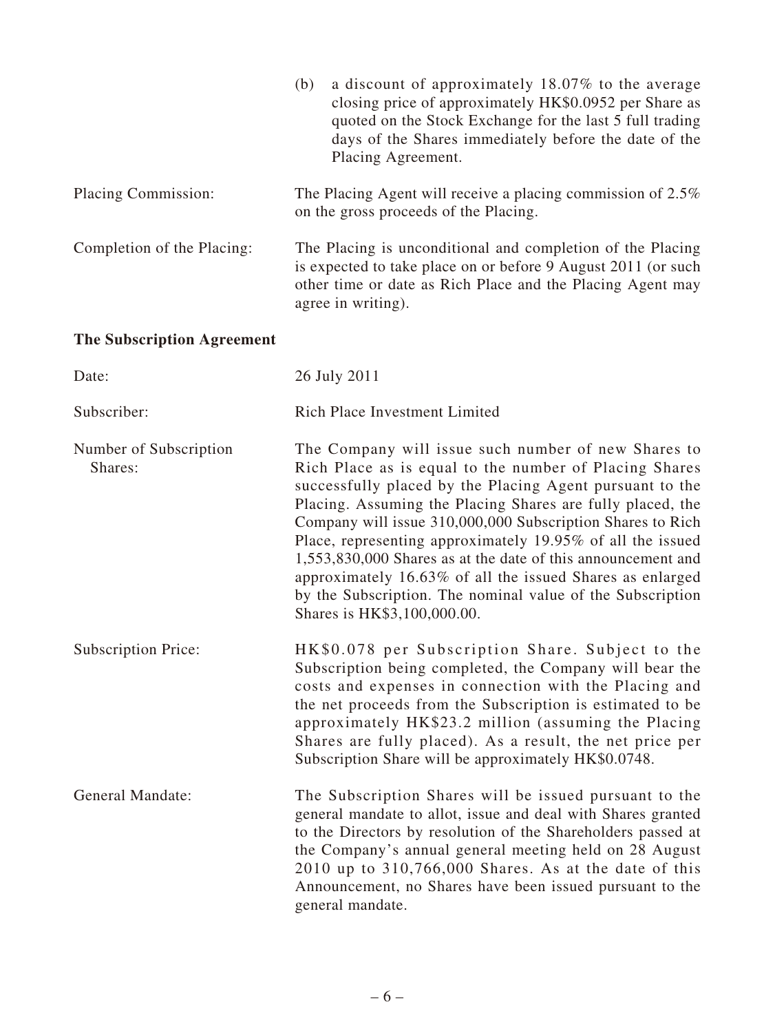(b) a discount of approximately 18.07% to the average closing price of approximately HK$0.0952 per Share as quoted on the Stock Exchange for the last 5 full trading days of the Shares immediately before the date of the Placing Agreement.

| | |
|---|---|
| Placing Commission: | The Placing Agent will receive a placing commission of 2.5% on the gross proceeds of the Placing. |
| Completion of the Placing: | The Placing is unconditional and completion of the Placing is expected to take place on or before 9 August 2011 (or such other time or date as Rich Place and the Placing Agent may agree in writing). |

**The Subscription Agreement**

| | |
|---|---|
| Date: | 26 July 2011 |
| Subscriber: | Rich Place Investment Limited |
| Number of Subscription Shares: | The Company will issue such number of new Shares to Rich Place as is equal to the number of Placing Shares successfully placed by the Placing Agent pursuant to the Placing. Assuming the Placing Shares are fully placed, the Company will issue 310,000,000 Subscription Shares to Rich Place, representing approximately 19.95% of all the issued 1,553,830,000 Shares as at the date of this announcement and approximately 16.63% of all the issued Shares as enlarged by the Subscription. The nominal value of the Subscription Shares is HK$3,100,000.00. |
| Subscription Price: | HK$0.078 per Subscription Share. Subject to the Subscription being completed, the Company will bear the costs and expenses in connection with the Placing and the net proceeds from the Subscription is estimated to be approximately HK$23.2 million (assuming the Placing Shares are fully placed). As a result, the net price per Subscription Share will be approximately HK$0.0748. |
| General Mandate: | The Subscription Shares will be issued pursuant to the general mandate to allot, issue and deal with Shares granted to the Directors by resolution of the Shareholders passed at the Company's annual general meeting held on 28 August 2010 up to 310,766,000 Shares. As at the date of this Announcement, no Shares have been issued pursuant to the general mandate. |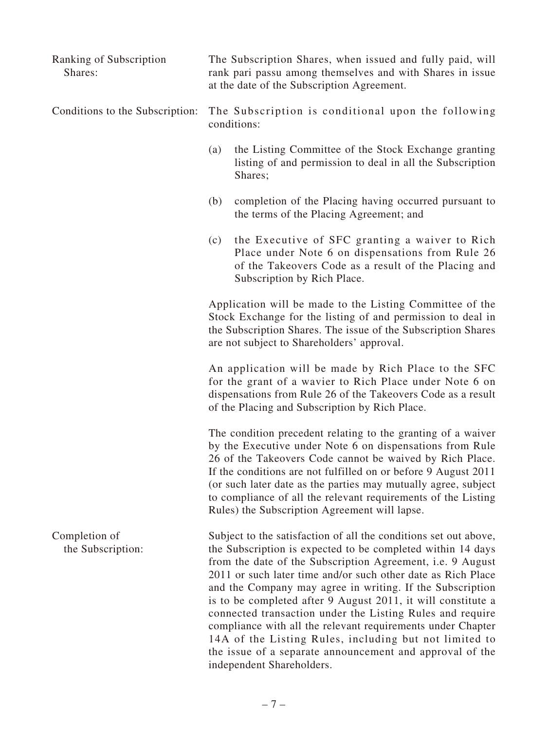**Ranking of Subscription Shares:**

The Subscription Shares, when issued and fully paid, will rank pari passu among themselves and with Shares in issue at the date of the Subscription Agreement.

**Conditions to the Subscription:**

The Subscription is conditional upon the following conditions:

(a) the Listing Committee of the Stock Exchange granting listing of and permission to deal in all the Subscription Shares;

(b) completion of the Placing having occurred pursuant to the terms of the Placing Agreement; and

(c) the Executive of SFC granting a waiver to Rich Place under Note 6 on dispensations from Rule 26 of the Takeovers Code as a result of the Placing and Subscription by Rich Place.

Application will be made to the Listing Committee of the Stock Exchange for the listing of and permission to deal in the Subscription Shares. The issue of the Subscription Shares are not subject to Shareholders' approval.

An application will be made by Rich Place to the SFC for the grant of a wavier to Rich Place under Note 6 on dispensations from Rule 26 of the Takeovers Code as a result of the Placing and Subscription by Rich Place.

The condition precedent relating to the granting of a waiver by the Executive under Note 6 on dispensations from Rule 26 of the Takeovers Code cannot be waived by Rich Place. If the conditions are not fulfilled on or before 9 August 2011 (or such later date as the parties may mutually agree, subject to compliance of all the relevant requirements of the Listing Rules) the Subscription Agreement will lapse.

**Completion of the Subscription:**

Subject to the satisfaction of all the conditions set out above, the Subscription is expected to be completed within 14 days from the date of the Subscription Agreement, i.e. 9 August 2011 or such later time and/or such other date as Rich Place and the Company may agree in writing. If the Subscription is to be completed after 9 August 2011, it will constitute a connected transaction under the Listing Rules and require compliance with all the relevant requirements under Chapter 14A of the Listing Rules, including but not limited to the issue of a separate announcement and approval of the independent Shareholders.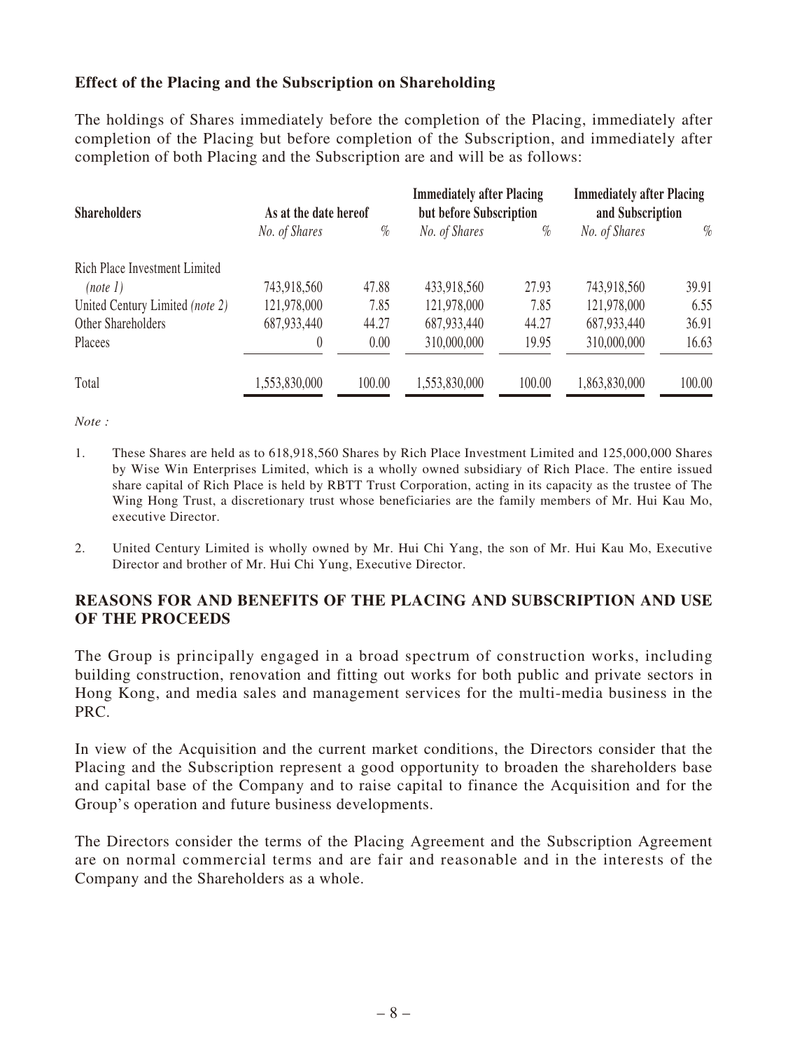### Effect of the Placing and the Subscription on Shareholding

The holdings of Shares immediately before the completion of the Placing, immediately after completion of the Placing but before completion of the Subscription, and immediately after completion of both Placing and the Subscription are and will be as follows:

| Shareholders | As at the date hereof | | Immediately after Placing but before Subscription | | Immediately after Placing and Subscription | |
|---|---|---|---|---|---|---|
| | *No. of Shares* | *%* | *No. of Shares* | *%* | *No. of Shares* | *%* |
| Rich Place Investment Limited *(note 1)* | 743,918,560 | 47.88 | 433,918,560 | 27.93 | 743,918,560 | 39.91 |
| United Century Limited *(note 2)* | 121,978,000 | 7.85 | 121,978,000 | 7.85 | 121,978,000 | 6.55 |
| Other Shareholders | 687,933,440 | 44.27 | 687,933,440 | 44.27 | 687,933,440 | 36.91 |
| Placees | 0 | 0.00 | 310,000,000 | 19.95 | 310,000,000 | 16.63 |
| Total | 1,553,830,000 | 100.00 | 1,553,830,000 | 100.00 | 1,863,830,000 | 100.00 |

*Note :*

1. These Shares are held as to 618,918,560 Shares by Rich Place Investment Limited and 125,000,000 Shares by Wise Win Enterprises Limited, which is a wholly owned subsidiary of Rich Place. The entire issued share capital of Rich Place is held by RBTT Trust Corporation, acting in its capacity as the trustee of The Wing Hong Trust, a discretionary trust whose beneficiaries are the family members of Mr. Hui Kau Mo, executive Director.

2. United Century Limited is wholly owned by Mr. Hui Chi Yang, the son of Mr. Hui Kau Mo, Executive Director and brother of Mr. Hui Chi Yung, Executive Director.

## REASONS FOR AND BENEFITS OF THE PLACING AND SUBSCRIPTION AND USE OF THE PROCEEDS

The Group is principally engaged in a broad spectrum of construction works, including building construction, renovation and fitting out works for both public and private sectors in Hong Kong, and media sales and management services for the multi-media business in the PRC.

In view of the Acquisition and the current market conditions, the Directors consider that the Placing and the Subscription represent a good opportunity to broaden the shareholders base and capital base of the Company and to raise capital to finance the Acquisition and for the Group's operation and future business developments.

The Directors consider the terms of the Placing Agreement and the Subscription Agreement are on normal commercial terms and are fair and reasonable and in the interests of the Company and the Shareholders as a whole.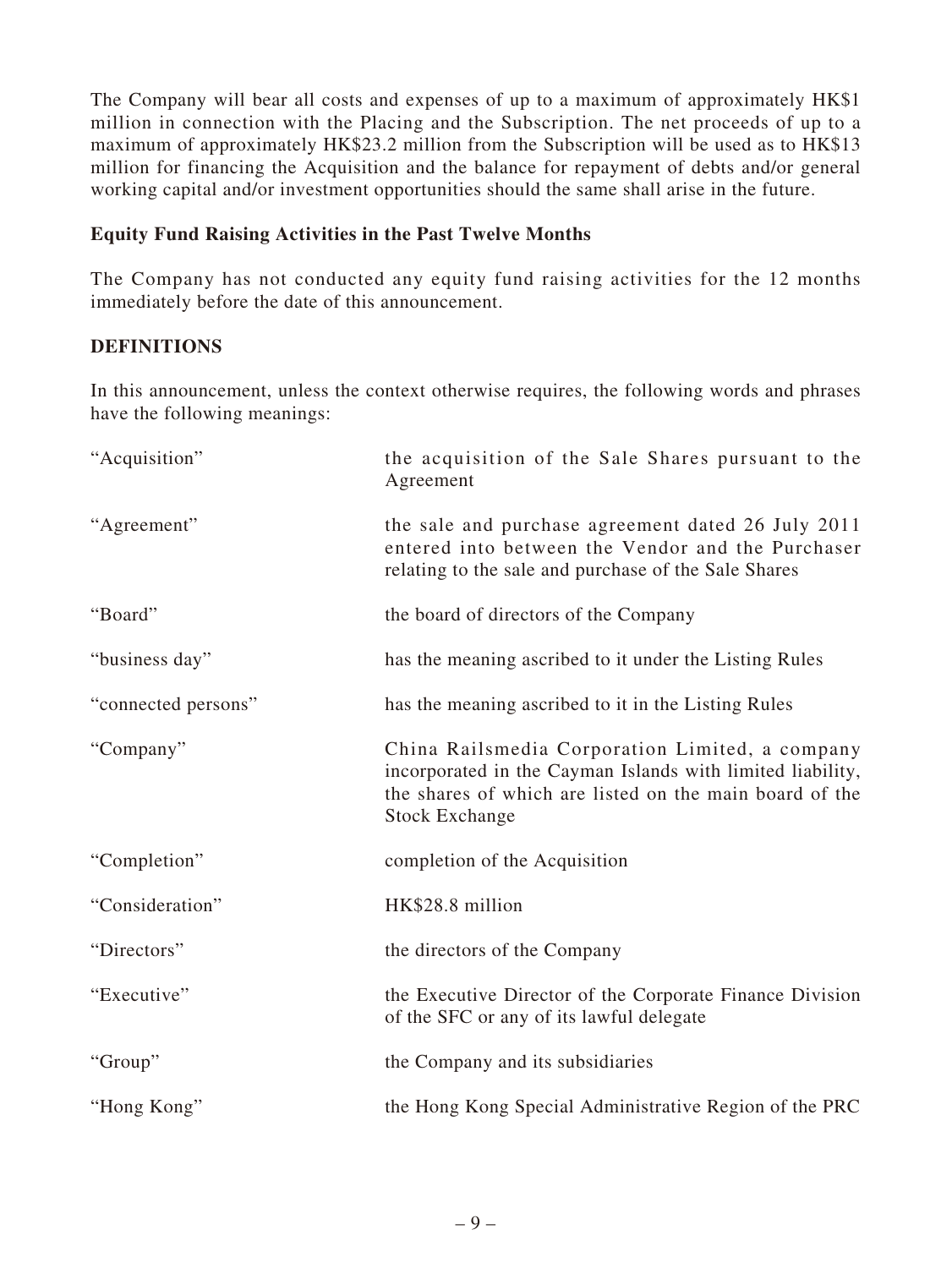The Company will bear all costs and expenses of up to a maximum of approximately HK$1 million in connection with the Placing and the Subscription. The net proceeds of up to a maximum of approximately HK$23.2 million from the Subscription will be used as to HK$13 million for financing the Acquisition and the balance for repayment of debts and/or general working capital and/or investment opportunities should the same shall arise in the future.

**Equity Fund Raising Activities in the Past Twelve Months**

The Company has not conducted any equity fund raising activities for the 12 months immediately before the date of this announcement.

**DEFINITIONS**

In this announcement, unless the context otherwise requires, the following words and phrases have the following meanings:

| | |
|---|---|
| "Acquisition" | the acquisition of the Sale Shares pursuant to the Agreement |
| "Agreement" | the sale and purchase agreement dated 26 July 2011 entered into between the Vendor and the Purchaser relating to the sale and purchase of the Sale Shares |
| "Board" | the board of directors of the Company |
| "business day" | has the meaning ascribed to it under the Listing Rules |
| "connected persons" | has the meaning ascribed to it in the Listing Rules |
| "Company" | China Railsmedia Corporation Limited, a company incorporated in the Cayman Islands with limited liability, the shares of which are listed on the main board of the Stock Exchange |
| "Completion" | completion of the Acquisition |
| "Consideration" | HK$28.8 million |
| "Directors" | the directors of the Company |
| "Executive" | the Executive Director of the Corporate Finance Division of the SFC or any of its lawful delegate |
| "Group" | the Company and its subsidiaries |
| "Hong Kong" | the Hong Kong Special Administrative Region of the PRC |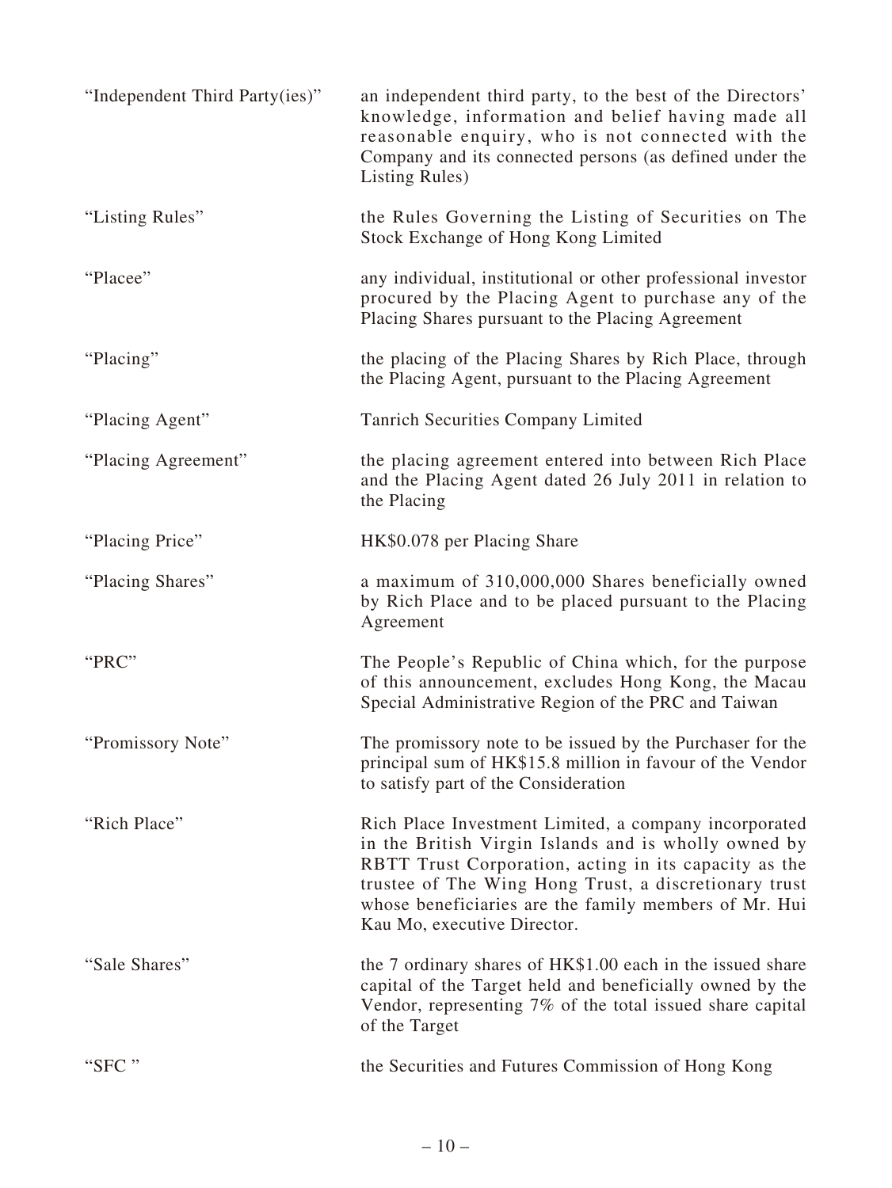| | |
|---|---|
| "Independent Third Party(ies)" | an independent third party, to the best of the Directors' knowledge, information and belief having made all reasonable enquiry, who is not connected with the Company and its connected persons (as defined under the Listing Rules) |
| "Listing Rules" | the Rules Governing the Listing of Securities on The Stock Exchange of Hong Kong Limited |
| "Placee" | any individual, institutional or other professional investor procured by the Placing Agent to purchase any of the Placing Shares pursuant to the Placing Agreement |
| "Placing" | the placing of the Placing Shares by Rich Place, through the Placing Agent, pursuant to the Placing Agreement |
| "Placing Agent" | Tanrich Securities Company Limited |
| "Placing Agreement" | the placing agreement entered into between Rich Place and the Placing Agent dated 26 July 2011 in relation to the Placing |
| "Placing Price" | HK$0.078 per Placing Share |
| "Placing Shares" | a maximum of 310,000,000 Shares beneficially owned by Rich Place and to be placed pursuant to the Placing Agreement |
| "PRC" | The People's Republic of China which, for the purpose of this announcement, excludes Hong Kong, the Macau Special Administrative Region of the PRC and Taiwan |
| "Promissory Note" | The promissory note to be issued by the Purchaser for the principal sum of HK$15.8 million in favour of the Vendor to satisfy part of the Consideration |
| "Rich Place" | Rich Place Investment Limited, a company incorporated in the British Virgin Islands and is wholly owned by RBTT Trust Corporation, acting in its capacity as the trustee of The Wing Hong Trust, a discretionary trust whose beneficiaries are the family members of Mr. Hui Kau Mo, executive Director. |
| "Sale Shares" | the 7 ordinary shares of HK$1.00 each in the issued share capital of the Target held and beneficially owned by the Vendor, representing 7% of the total issued share capital of the Target |
| "SFC" | the Securities and Futures Commission of Hong Kong |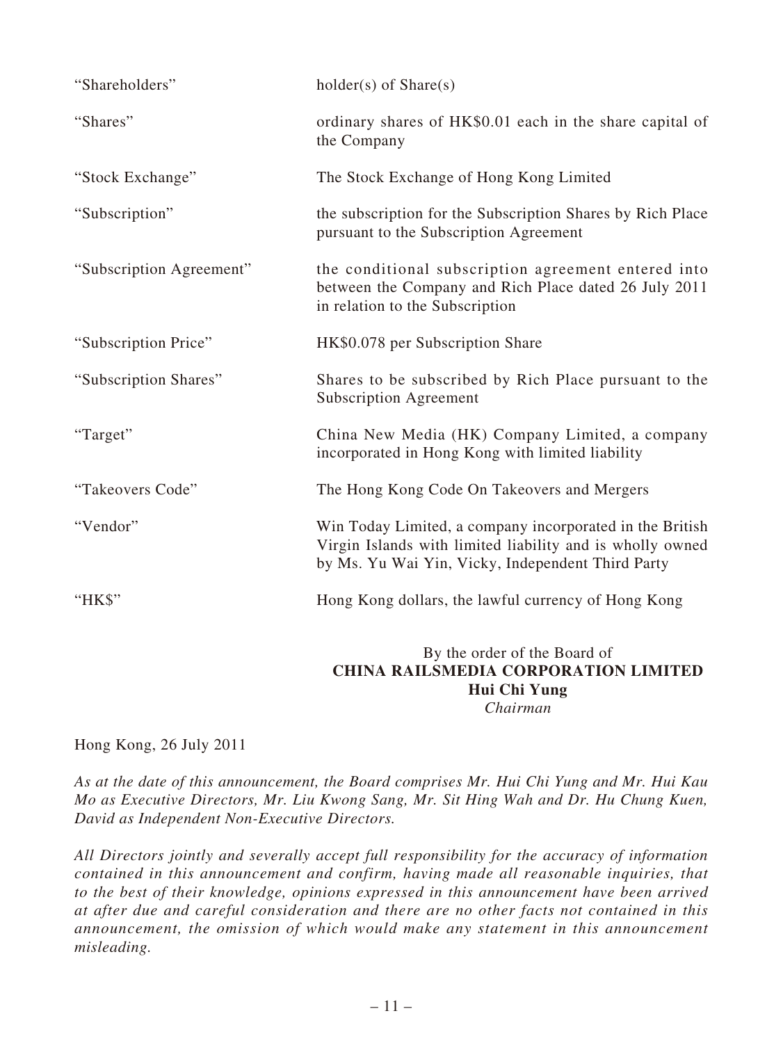| | |
|---|---|
| "Shareholders" | holder(s) of Share(s) |
| "Shares" | ordinary shares of HK$0.01 each in the share capital of the Company |
| "Stock Exchange" | The Stock Exchange of Hong Kong Limited |
| "Subscription" | the subscription for the Subscription Shares by Rich Place pursuant to the Subscription Agreement |
| "Subscription Agreement" | the conditional subscription agreement entered into between the Company and Rich Place dated 26 July 2011 in relation to the Subscription |
| "Subscription Price" | HK$0.078 per Subscription Share |
| "Subscription Shares" | Shares to be subscribed by Rich Place pursuant to the Subscription Agreement |
| "Target" | China New Media (HK) Company Limited, a company incorporated in Hong Kong with limited liability |
| "Takeovers Code" | The Hong Kong Code On Takeovers and Mergers |
| "Vendor" | Win Today Limited, a company incorporated in the British Virgin Islands with limited liability and is wholly owned by Ms. Yu Wai Yin, Vicky, Independent Third Party |
| "HK$" | Hong Kong dollars, the lawful currency of Hong Kong |

By the order of the Board of
**CHINA RAILSMEDIA CORPORATION LIMITED**
**Hui Chi Yung**
*Chairman*

Hong Kong, 26 July 2011

*As at the date of this announcement, the Board comprises Mr. Hui Chi Yung and Mr. Hui Kau Mo as Executive Directors, Mr. Liu Kwong Sang, Mr. Sit Hing Wah and Dr. Hu Chung Kuen, David as Independent Non-Executive Directors.*

*All Directors jointly and severally accept full responsibility for the accuracy of information contained in this announcement and confirm, having made all reasonable inquiries, that to the best of their knowledge, opinions expressed in this announcement have been arrived at after due and careful consideration and there are no other facts not contained in this announcement, the omission of which would make any statement in this announcement misleading.*